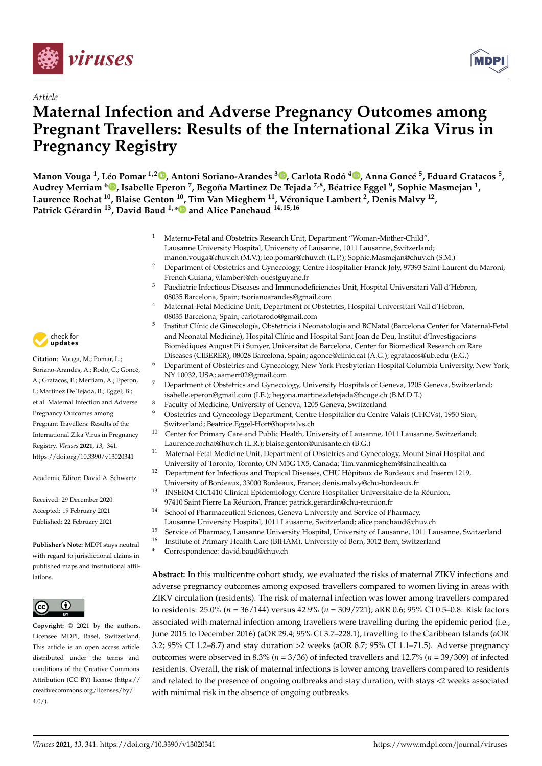*Article*

# Maternal Infection and Adverse Pregnancy Outcomes among Pregnant Travellers: Results of the International Zika Virus in Pregnancy Registry

**Manon Vouga [1], Léo Pomar [1,2], Antoni Soriano-Arandes [3], Carlota Rodó [4], Anna Goncé [5], Eduard Gratacos [5], Audrey Merriam [6], Isabelle Eperon [7], Begoña Martinez De Tejada [7,8], Béatrice Eggel [9], Sophie Masmejan [1], Laurence Rochat [10], Blaise Genton [10], Tim Van Mieghem [11], Véronique Lambert [2], Denis Malvy [12], Patrick Gérardin [13], David Baud [1,*] and Alice Panchaud [14,15,16]**

[1] Materno-Fetal and Obstetrics Research Unit, Department "Woman-Mother-Child", Lausanne University Hospital, University of Lausanne, 1011 Lausanne, Switzerland; manon.vouga@chuv.ch (M.V.); leo.pomar@chuv.ch (L.P.); Sophie.Masmejan@chuv.ch (S.M.)

[2] Department of Obstetrics and Gynecology, Centre Hospitalier-Franck Joly, 97393 Saint-Laurent du Maroni, French Guiana; v.lambert@ch-ouestguyane.fr

[3] Paediatric Infectious Diseases and Immunodeficiencies Unit, Hospital Universitari Vall d'Hebron, 08035 Barcelona, Spain; tsorianoarandes@gmail.com

[4] Maternal-Fetal Medicine Unit, Department of Obstetrics, Hospital Universitari Vall d'Hebron, 08035 Barcelona, Spain; carlotarodo@gmail.com

[5] Institut Clínic de Ginecología, Obstetricia i Neonatologia and BCNatal (Barcelona Center for Maternal-Fetal and Neonatal Medicine), Hospital Clínic and Hospital Sant Joan de Deu, Institut d'Investigacions Biomèdiques August Pi i Sunyer, Universitat de Barcelona, Center for Biomedical Research on Rare Diseases (CIBERER), 08028 Barcelona, Spain; agonce@clinic.cat (A.G.); egratacos@ub.edu (E.G.)

[6] Department of Obstetrics and Gynecology, New York Presbyterian Hospital Columbia University, New York, NY 10032, USA; aamerr02@gmail.com

[7] Department of Obstetrics and Gynecology, University Hospitals of Geneva, 1205 Geneva, Switzerland; isabelle.eperon@gmail.com (I.E.); begona.martinezdetejada@hcuge.ch (B.M.D.T.)

[8] Faculty of Medicine, University of Geneva, 1205 Geneva, Switzerland

[9] Obstetrics and Gynecology Department, Centre Hospitalier du Centre Valais (CHCVs), 1950 Sion, Switzerland; Beatrice.Eggel-Hort@hopitalvs.ch

[10] Center for Primary Care and Public Health, University of Lausanne, 1011 Lausanne, Switzerland; Laurence.rochat@huv.ch (L.R.); blaise.genton@unisante.ch (B.G.)

[11] Maternal-Fetal Medicine Unit, Department of Obstetrics and Gynecology, Mount Sinai Hospital and University of Toronto, Toronto, ON M5G 1X5, Canada; Tim.vanmieghem@sinaihealth.ca

[12] Department for Infectious and Tropical Diseases, CHU Hôpitaux de Bordeaux and Inserm 1219, University of Bordeaux, 33000 Bordeaux, France; denis.malvy@chu-bordeaux.fr

[13] INSERM CIC1410 Clinical Epidemiology, Centre Hospitalier Universitaire de la Réunion, 97410 Saint Pierre La Réunion, France; patrick.gerardin@chu-reunion.fr

[14] School of Pharmaceutical Sciences, Geneva University and Service of Pharmacy, Lausanne University Hospital, 1011 Lausanne, Switzerland; alice.panchaud@chuv.ch

[15] Service of Pharmacy, Lausanne University Hospital, University of Lausanne, 1011 Lausanne, Switzerland

[16] Institute of Primary Health Care (BIHAM), University of Bern, 3012 Bern, Switzerland

\* Correspondence: david.baud@chuv.ch

**Citation:** Vouga, M.; Pomar, L.; Soriano-Arandes, A.; Rodó, C.; Goncé, A.; Gratacos, E.; Merriam, A.; Eperon, I.; Martinez De Tejada, B.; Eggel, B.; et al. Maternal Infection and Adverse Pregnancy Outcomes among Pregnant Travellers: Results of the International Zika Virus in Pregnancy Registry. *Viruses* **2021**, *13*, 341. https://doi.org/10.3390/v13020341

Academic Editor: David A. Schwartz

Received: 29 December 2020
Accepted: 19 February 2021
Published: 22 February 2021

**Publisher's Note:** MDPI stays neutral with regard to jurisdictional claims in published maps and institutional affiliations.

**Copyright:** © 2021 by the authors. Licensee MDPI, Basel, Switzerland. This article is an open access article distributed under the terms and conditions of the Creative Commons Attribution (CC BY) license (https://creativecommons.org/licenses/by/4.0/).

**Abstract:** In this multicentre cohort study, we evaluated the risks of maternal ZIKV infections and adverse pregnancy outcomes among exposed travellers compared to women living in areas with ZIKV circulation (residents). The risk of maternal infection was lower among travellers compared to residents: 25.0% ($n$ = 36/144) versus 42.9% ($n$ = 309/721); aRR 0.6; 95% CI 0.5–0.8. Risk factors associated with maternal infection among travellers were travelling during the epidemic period (i.e., June 2015 to December 2016) (aOR 29.4; 95% CI 3.7–228.1), travelling to the Caribbean Islands (aOR 3.2; 95% CI 1.2–8.7) and stay duration >2 weeks (aOR 8.7; 95% CI 1.1–71.5). Adverse pregnancy outcomes were observed in 8.3% ($n$ = 3/36) of infected travellers and 12.7% ($n$ = 39/309) of infected residents. Overall, the risk of maternal infections is lower among travellers compared to residents and related to the presence of ongoing outbreaks and stay duration, with stays <2 weeks associated with minimal risk in the absence of ongoing outbreaks.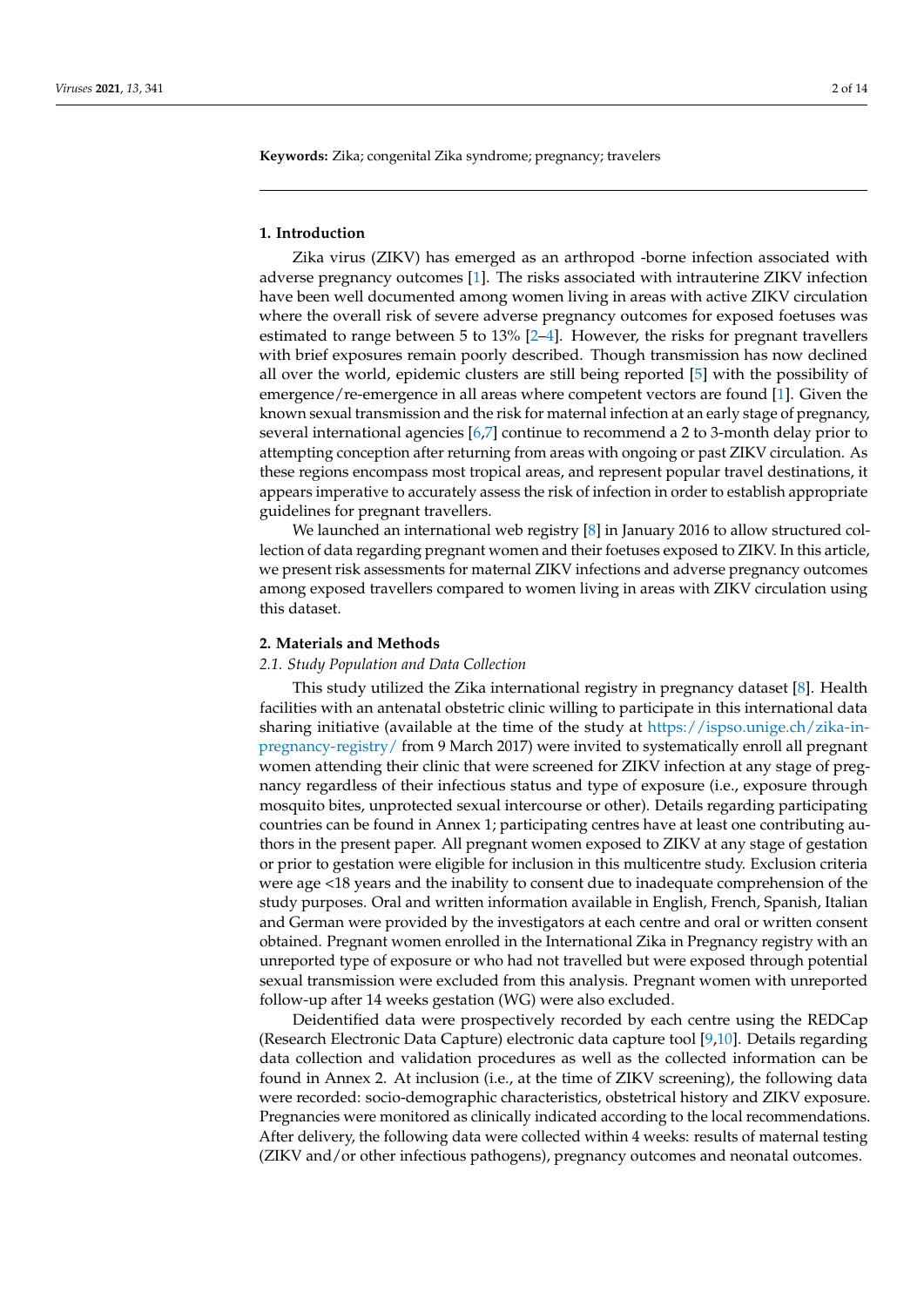**Keywords:** Zika; congenital Zika syndrome; pregnancy; travelers

## 1. Introduction

Zika virus (ZIKV) has emerged as an arthropod -borne infection associated with adverse pregnancy outcomes [1]. The risks associated with intrauterine ZIKV infection have been well documented among women living in areas with active ZIKV circulation where the overall risk of severe adverse pregnancy outcomes for exposed foetuses was estimated to range between 5 to 13% [2–4]. However, the risks for pregnant travellers with brief exposures remain poorly described. Though transmission has now declined all over the world, epidemic clusters are still being reported [5] with the possibility of emergence/re-emergence in all areas where competent vectors are found [1]. Given the known sexual transmission and the risk for maternal infection at an early stage of pregnancy, several international agencies [6,7] continue to recommend a 2 to 3-month delay prior to attempting conception after returning from areas with ongoing or past ZIKV circulation. As these regions encompass most tropical areas, and represent popular travel destinations, it appears imperative to accurately assess the risk of infection in order to establish appropriate guidelines for pregnant travellers.

We launched an international web registry [8] in January 2016 to allow structured collection of data regarding pregnant women and their foetuses exposed to ZIKV. In this article, we present risk assessments for maternal ZIKV infections and adverse pregnancy outcomes among exposed travellers compared to women living in areas with ZIKV circulation using this dataset.

## 2. Materials and Methods

### 2.1. Study Population and Data Collection

This study utilized the Zika international registry in pregnancy dataset [8]. Health facilities with an antenatal obstetric clinic willing to participate in this international data sharing initiative (available at the time of the study at https://ispso.unige.ch/zika-in-pregnancy-registry/ from 9 March 2017) were invited to systematically enroll all pregnant women attending their clinic that were screened for ZIKV infection at any stage of pregnancy regardless of their infectious status and type of exposure (i.e., exposure through mosquito bites, unprotected sexual intercourse or other). Details regarding participating countries can be found in Annex 1; participating centres have at least one contributing authors in the present paper. All pregnant women exposed to ZIKV at any stage of gestation or prior to gestation were eligible for inclusion in this multicentre study. Exclusion criteria were age <18 years and the inability to consent due to inadequate comprehension of the study purposes. Oral and written information available in English, French, Spanish, Italian and German were provided by the investigators at each centre and oral or written consent obtained. Pregnant women enrolled in the International Zika in Pregnancy registry with an unreported type of exposure or who had not travelled but were exposed through potential sexual transmission were excluded from this analysis. Pregnant women with unreported follow-up after 14 weeks gestation (WG) were also excluded.

Deidentified data were prospectively recorded by each centre using the REDCap (Research Electronic Data Capture) electronic data capture tool [9,10]. Details regarding data collection and validation procedures as well as the collected information can be found in Annex 2. At inclusion (i.e., at the time of ZIKV screening), the following data were recorded: socio-demographic characteristics, obstetrical history and ZIKV exposure. Pregnancies were monitored as clinically indicated according to the local recommendations. After delivery, the following data were collected within 4 weeks: results of maternal testing (ZIKV and/or other infectious pathogens), pregnancy outcomes and neonatal outcomes.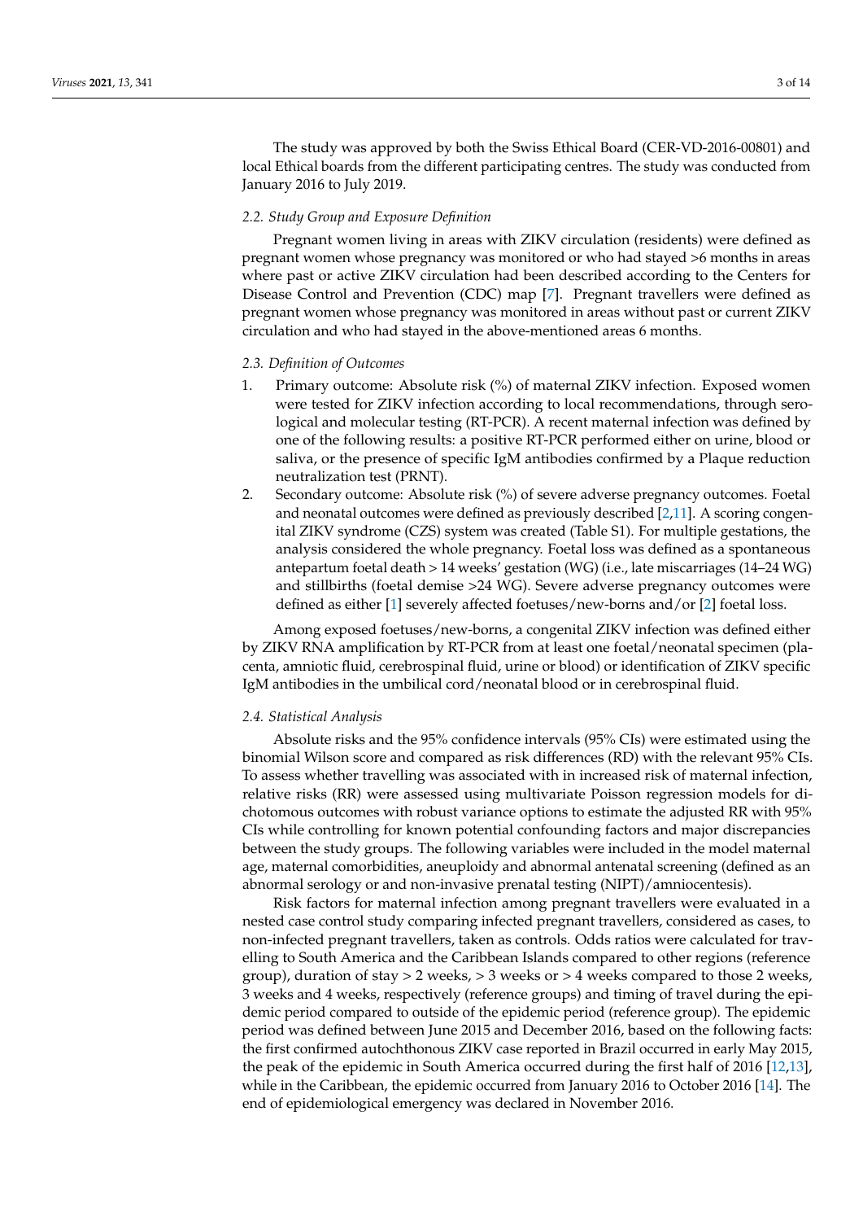The study was approved by both the Swiss Ethical Board (CER-VD-2016-00801) and local Ethical boards from the different participating centres. The study was conducted from January 2016 to July 2019.

### 2.2. Study Group and Exposure Definition

Pregnant women living in areas with ZIKV circulation (residents) were defined as pregnant women whose pregnancy was monitored or who had stayed >6 months in areas where past or active ZIKV circulation had been described according to the Centers for Disease Control and Prevention (CDC) map [7]. Pregnant travellers were defined as pregnant women whose pregnancy was monitored in areas without past or current ZIKV circulation and who had stayed in the above-mentioned areas 6 months.

### 2.3. Definition of Outcomes

1. Primary outcome: Absolute risk (%) of maternal ZIKV infection. Exposed women were tested for ZIKV infection according to local recommendations, through serological and molecular testing (RT-PCR). A recent maternal infection was defined by one of the following results: a positive RT-PCR performed either on urine, blood or saliva, or the presence of specific IgM antibodies confirmed by a Plaque reduction neutralization test (PRNT).
2. Secondary outcome: Absolute risk (%) of severe adverse pregnancy outcomes. Foetal and neonatal outcomes were defined as previously described [2,11]. A scoring congenital ZIKV syndrome (CZS) system was created (Table S1). For multiple gestations, the analysis considered the whole pregnancy. Foetal loss was defined as a spontaneous antepartum foetal death > 14 weeks' gestation (WG) (i.e., late miscarriages (14–24 WG) and stillbirths (foetal demise >24 WG). Severe adverse pregnancy outcomes were defined as either [1] severely affected foetuses/new-borns and/or [2] foetal loss.

Among exposed foetuses/new-borns, a congenital ZIKV infection was defined either by ZIKV RNA amplification by RT-PCR from at least one foetal/neonatal specimen (placenta, amniotic fluid, cerebrospinal fluid, urine or blood) or identification of ZIKV specific IgM antibodies in the umbilical cord/neonatal blood or in cerebrospinal fluid.

### 2.4. Statistical Analysis

Absolute risks and the 95% confidence intervals (95% CIs) were estimated using the binomial Wilson score and compared as risk differences (RD) with the relevant 95% CIs. To assess whether travelling was associated with in increased risk of maternal infection, relative risks (RR) were assessed using multivariate Poisson regression models for dichotomous outcomes with robust variance options to estimate the adjusted RR with 95% CIs while controlling for known potential confounding factors and major discrepancies between the study groups. The following variables were included in the model maternal age, maternal comorbidities, aneuploidy and abnormal antenatal screening (defined as an abnormal serology or and non-invasive prenatal testing (NIPT)/amniocentesis).

Risk factors for maternal infection among pregnant travellers were evaluated in a nested case control study comparing infected pregnant travellers, considered as cases, to non-infected pregnant travellers, taken as controls. Odds ratios were calculated for travelling to South America and the Caribbean Islands compared to other regions (reference group), duration of stay > 2 weeks, > 3 weeks or > 4 weeks compared to those 2 weeks, 3 weeks and 4 weeks, respectively (reference groups) and timing of travel during the epidemic period compared to outside of the epidemic period (reference group). The epidemic period was defined between June 2015 and December 2016, based on the following facts: the first confirmed autochthonous ZIKV case reported in Brazil occurred in early May 2015, the peak of the epidemic in South America occurred during the first half of 2016 [12,13], while in the Caribbean, the epidemic occurred from January 2016 to October 2016 [14]. The end of epidemiological emergency was declared in November 2016.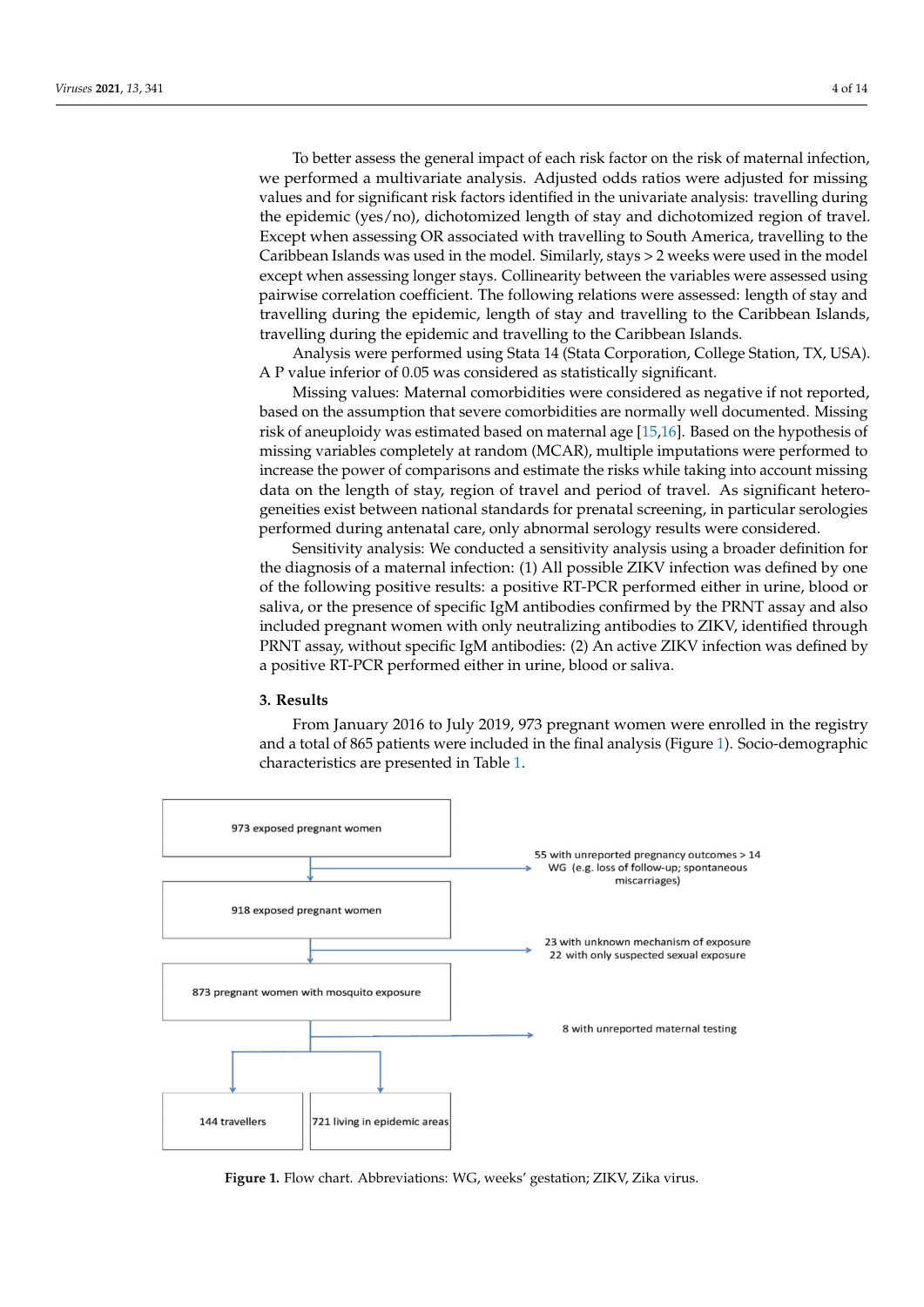To better assess the general impact of each risk factor on the risk of maternal infection, we performed a multivariate analysis. Adjusted odds ratios were adjusted for missing values and for significant risk factors identified in the univariate analysis: travelling during the epidemic (yes/no), dichotomized length of stay and dichotomized region of travel. Except when assessing OR associated with travelling to South America, travelling to the Caribbean Islands was used in the model. Similarly, stays > 2 weeks were used in the model except when assessing longer stays. Collinearity between the variables were assessed using pairwise correlation coefficient. The following relations were assessed: length of stay and travelling during the epidemic, length of stay and travelling to the Caribbean Islands, travelling during the epidemic and travelling to the Caribbean Islands.

Analysis were performed using Stata 14 (Stata Corporation, College Station, TX, USA). A P value inferior of 0.05 was considered as statistically significant.

Missing values: Maternal comorbidities were considered as negative if not reported, based on the assumption that severe comorbidities are normally well documented. Missing risk of aneuploidy was estimated based on maternal age [15,16]. Based on the hypothesis of missing variables completely at random (MCAR), multiple imputations were performed to increase the power of comparisons and estimate the risks while taking into account missing data on the length of stay, region of travel and period of travel. As significant heterogeneities exist between national standards for prenatal screening, in particular serologies performed during antenatal care, only abnormal serology results were considered.

Sensitivity analysis: We conducted a sensitivity analysis using a broader definition for the diagnosis of a maternal infection: (1) All possible ZIKV infection was defined by one of the following positive results: a positive RT-PCR performed either in urine, blood or saliva, or the presence of specific IgM antibodies confirmed by the PRNT assay and also included pregnant women with only neutralizing antibodies to ZIKV, identified through PRNT assay, without specific IgM antibodies: (2) An active ZIKV infection was defined by a positive RT-PCR performed either in urine, blood or saliva.

## 3. Results

From January 2016 to July 2019, 973 pregnant women were enrolled in the registry and a total of 865 patients were included in the final analysis (Figure 1). Socio-demographic characteristics are presented in Table 1.

973 exposed pregnant women → 55 with unreported pregnancy outcomes > 14 WG (e.g. loss of follow-up; spontaneous miscarriages)

918 exposed pregnant women → 23 with unknown mechanism of exposure; 22 with only suspected sexual exposure

873 pregnant women with mosquito exposure → 8 with unreported maternal testing

144 travellers | 721 living in epidemic areas

**Figure 1.** Flow chart. Abbreviations: WG, weeks' gestation; ZIKV, Zika virus.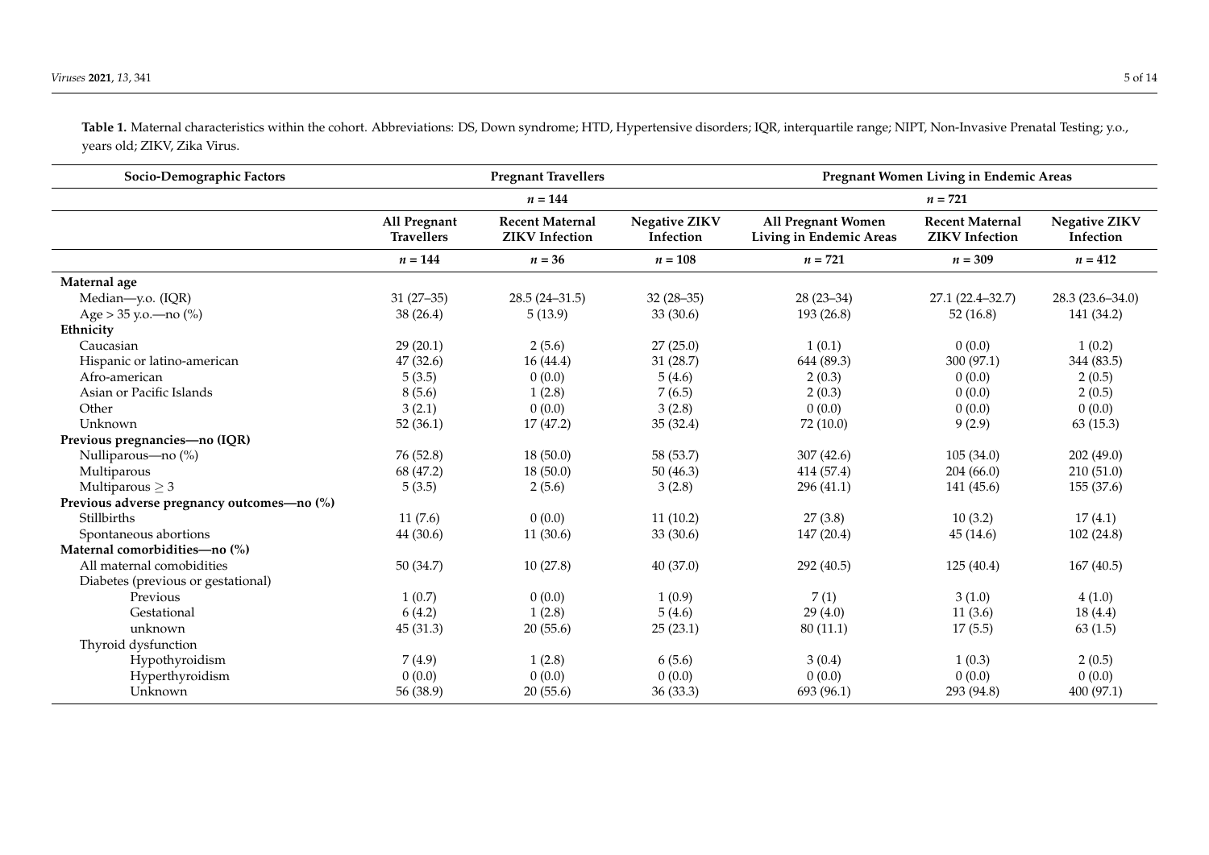**Table 1.** Maternal characteristics within the cohort. Abbreviations: DS, Down syndrome; HTD, Hypertensive disorders; IQR, interquartile range; NIPT, Non-Invasive Prenatal Testing; y.o., years old; ZIKV, Zika Virus.

| Socio-Demographic Factors | Pregnant Travellers | | | Pregnant Women Living in Endemic Areas | | |
|---|---|---|---|---|---|---|
| | *n* = 144 | | | *n* = 721 | | |
| | **All Pregnant Travellers** | **Recent Maternal ZIKV Infection** | **Negative ZIKV Infection** | **All Pregnant Women Living in Endemic Areas** | **Recent Maternal ZIKV Infection** | **Negative ZIKV Infection** |
| | *n* = 144 | *n* = 36 | *n* = 108 | *n* = 721 | *n* = 309 | *n* = 412 |
| **Maternal age** | | | | | | |
| Median—y.o. (IQR) | 31 (27–35) | 28.5 (24–31.5) | 32 (28–35) | 28 (23–34) | 27.1 (22.4–32.7) | 28.3 (23.6–34.0) |
| Age > 35 y.o.—no (%) | 38 (26.4) | 5 (13.9) | 33 (30.6) | 193 (26.8) | 52 (16.8) | 141 (34.2) |
| **Ethnicity** | | | | | | |
| Caucasian | 29 (20.1) | 2 (5.6) | 27 (25.0) | 1 (0.1) | 0 (0.0) | 1 (0.2) |
| Hispanic or latino-american | 47 (32.6) | 16 (44.4) | 31 (28.7) | 644 (89.3) | 300 (97.1) | 344 (83.5) |
| Afro-american | 5 (3.5) | 0 (0.0) | 5 (4.6) | 2 (0.3) | 0 (0.0) | 2 (0.5) |
| Asian or Pacific Islands | 8 (5.6) | 1 (2.8) | 7 (6.5) | 2 (0.3) | 0 (0.0) | 2 (0.5) |
| Other | 3 (2.1) | 0 (0.0) | 3 (2.8) | 0 (0.0) | 0 (0.0) | 0 (0.0) |
| Unknown | 52 (36.1) | 17 (47.2) | 35 (32.4) | 72 (10.0) | 9 (2.9) | 63 (15.3) |
| **Previous pregnancies—no (IQR)** | | | | | | |
| Nulliparous—no (%) | 76 (52.8) | 18 (50.0) | 58 (53.7) | 307 (42.6) | 105 (34.0) | 202 (49.0) |
| Multiparous | 68 (47.2) | 18 (50.0) | 50 (46.3) | 414 (57.4) | 204 (66.0) | 210 (51.0) |
| Multiparous $\geq 3$ | 5 (3.5) | 2 (5.6) | 3 (2.8) | 296 (41.1) | 141 (45.6) | 155 (37.6) |
| **Previous adverse pregnancy outcomes—no (%)** | | | | | | |
| Stillbirths | 11 (7.6) | 0 (0.0) | 11 (10.2) | 27 (3.8) | 10 (3.2) | 17 (4.1) |
| Spontaneous abortions | 44 (30.6) | 11 (30.6) | 33 (30.6) | 147 (20.4) | 45 (14.6) | 102 (24.8) |
| **Maternal comorbidities—no (%)** | | | | | | |
| All maternal comobidities | 50 (34.7) | 10 (27.8) | 40 (37.0) | 292 (40.5) | 125 (40.4) | 167 (40.5) |
| Diabetes (previous or gestational) | | | | | | |
| Previous | 1 (0.7) | 0 (0.0) | 1 (0.9) | 7 (1) | 3 (1.0) | 4 (1.0) |
| Gestational | 6 (4.2) | 1 (2.8) | 5 (4.6) | 29 (4.0) | 11 (3.6) | 18 (4.4) |
| unknown | 45 (31.3) | 20 (55.6) | 25 (23.1) | 80 (11.1) | 17 (5.5) | 63 (1.5) |
| Thyroid dysfunction | | | | | | |
| Hypothyroidism | 7 (4.9) | 1 (2.8) | 6 (5.6) | 3 (0.4) | 1 (0.3) | 2 (0.5) |
| Hyperthyroidism | 0 (0.0) | 0 (0.0) | 0 (0.0) | 0 (0.0) | 0 (0.0) | 0 (0.0) |
| Unknown | 56 (38.9) | 20 (55.6) | 36 (33.3) | 693 (96.1) | 293 (94.8) | 400 (97.1) |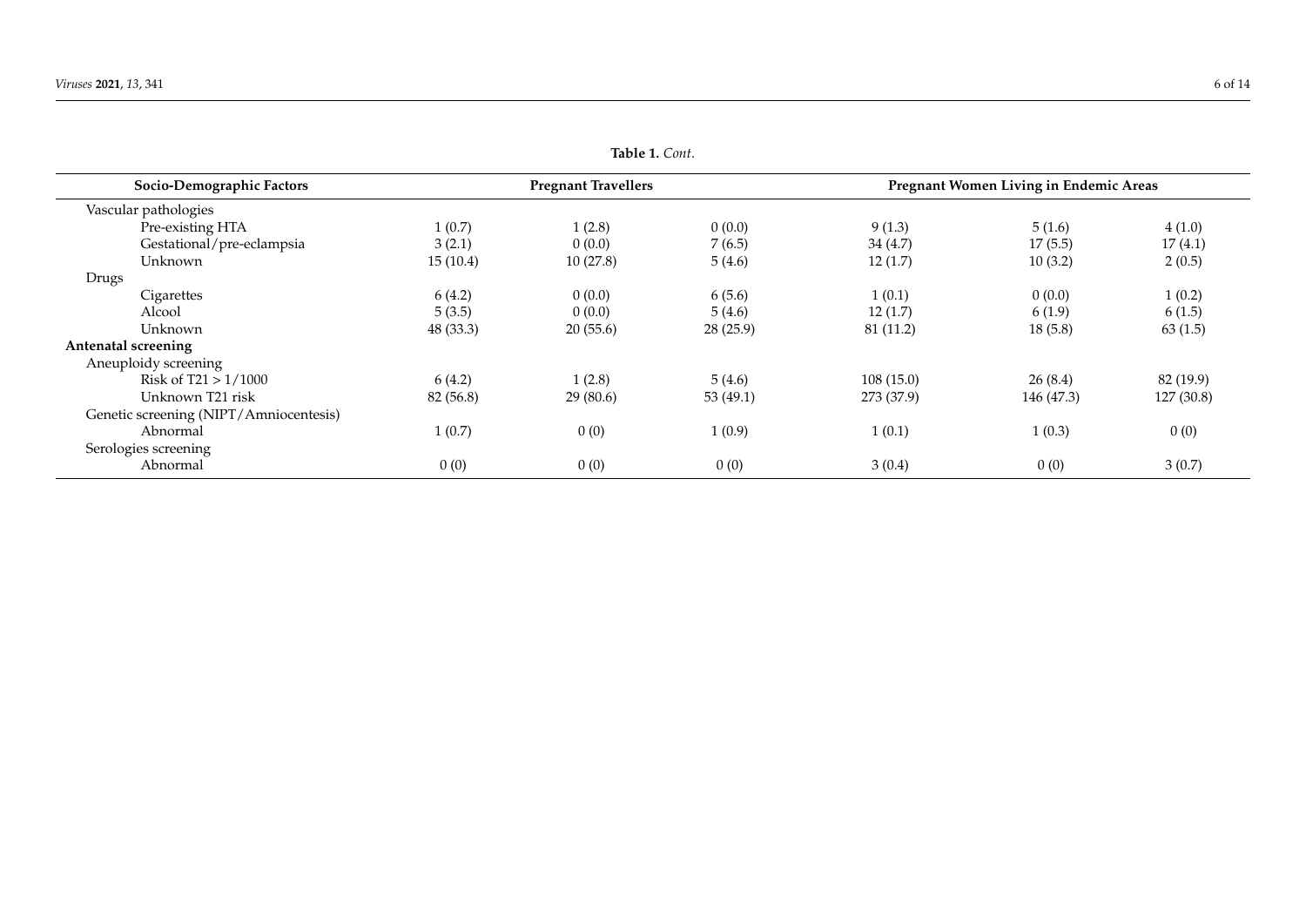**Table 1.** *Cont.*

| Socio-Demographic Factors | Pregnant Travellers | | | Pregnant Women Living in Endemic Areas | | |
|---|---|---|---|---|---|---|
| Vascular pathologies | | | | | | |
| Pre-existing HTA | 1 (0.7) | 1 (2.8) | 0 (0.0) | 9 (1.3) | 5 (1.6) | 4 (1.0) |
| Gestational/pre-eclampsia | 3 (2.1) | 0 (0.0) | 7 (6.5) | 34 (4.7) | 17 (5.5) | 17 (4.1) |
| Unknown | 15 (10.4) | 10 (27.8) | 5 (4.6) | 12 (1.7) | 10 (3.2) | 2 (0.5) |
| Drugs | | | | | | |
| Cigarettes | 6 (4.2) | 0 (0.0) | 6 (5.6) | 1 (0.1) | 0 (0.0) | 1 (0.2) |
| Alcool | 5 (3.5) | 0 (0.0) | 5 (4.6) | 12 (1.7) | 6 (1.9) | 6 (1.5) |
| Unknown | 48 (33.3) | 20 (55.6) | 28 (25.9) | 81 (11.2) | 18 (5.8) | 63 (1.5) |
| **Antenatal screening** | | | | | | |
| Aneuploidy screening | | | | | | |
| Risk of T21 > 1/1000 | 6 (4.2) | 1 (2.8) | 5 (4.6) | 108 (15.0) | 26 (8.4) | 82 (19.9) |
| Unknown T21 risk | 82 (56.8) | 29 (80.6) | 53 (49.1) | 273 (37.9) | 146 (47.3) | 127 (30.8) |
| Genetic screening (NIPT/Amniocentesis) | | | | | | |
| Abnormal | 1 (0.7) | 0 (0) | 1 (0.9) | 1 (0.1) | 1 (0.3) | 0 (0) |
| Serologies screening | | | | | | |
| Abnormal | 0 (0) | 0 (0) | 0 (0) | 3 (0.4) | 0 (0) | 3 (0.7) |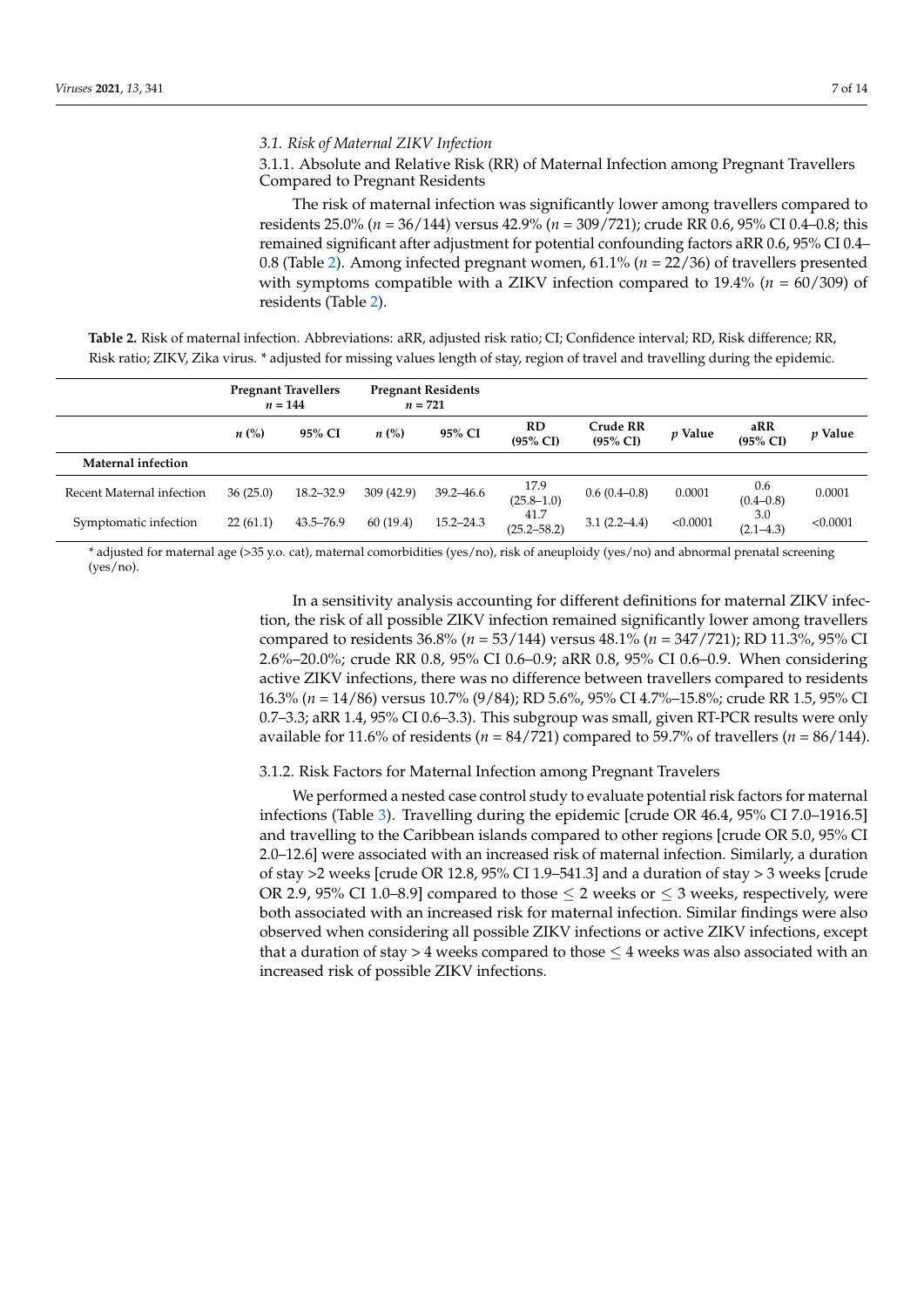### 3.1. Risk of Maternal ZIKV Infection

#### 3.1.1. Absolute and Relative Risk (RR) of Maternal Infection among Pregnant Travellers Compared to Pregnant Residents

The risk of maternal infection was significantly lower among travellers compared to residents 25.0% (*n* = 36/144) versus 42.9% (*n* = 309/721); crude RR 0.6, 95% CI 0.4–0.8; this remained significant after adjustment for potential confounding factors aRR 0.6, 95% CI 0.4–0.8 (Table 2). Among infected pregnant women, 61.1% (*n* = 22/36) of travellers presented with symptoms compatible with a ZIKV infection compared to 19.4% (*n* = 60/309) of residents (Table 2).

**Table 2.** Risk of maternal infection. Abbreviations: aRR, adjusted risk ratio; CI; Confidence interval; RD, Risk difference; RR, Risk ratio; ZIKV, Zika virus. * adjusted for missing values length of stay, region of travel and travelling during the epidemic.

| | Pregnant Travellers $n$ = 144 | | Pregnant Residents $n$ = 721 | | | | | | |
|---|---|---|---|---|---|---|---|---|---|
| | $n$ (%) | 95% CI | $n$ (%) | 95% CI | RD (95% CI) | Crude RR (95% CI) | $p$ Value | aRR (95% CI) | $p$ Value |
| **Maternal infection** | | | | | | | | | |
| Recent Maternal infection | 36 (25.0) | 18.2–32.9 | 309 (42.9) | 39.2–46.6 | 17.9 (25.8–1.0) | 0.6 (0.4–0.8) | 0.0001 | 0.6 (0.4–0.8) | 0.0001 |
| Symptomatic infection | 22 (61.1) | 43.5–76.9 | 60 (19.4) | 15.2–24.3 | 41.7 (25.2–58.2) | 3.1 (2.2–4.4) | <0.0001 | 3.0 (2.1–4.3) | <0.0001 |

\* adjusted for maternal age (>35 y.o. cat), maternal comorbidities (yes/no), risk of aneuploidy (yes/no) and abnormal prenatal screening (yes/no).

In a sensitivity analysis accounting for different definitions for maternal ZIKV infection, the risk of all possible ZIKV infection remained significantly lower among travellers compared to residents 36.8% (*n* = 53/144) versus 48.1% (*n* = 347/721); RD 11.3%, 95% CI 2.6%–20.0%; crude RR 0.8, 95% CI 0.6–0.9; aRR 0.8, 95% CI 0.6–0.9. When considering active ZIKV infections, there was no difference between travellers compared to residents 16.3% (*n* = 14/86) versus 10.7% (9/84); RD 5.6%, 95% CI 4.7%–15.8%; crude RR 1.5, 95% CI 0.7–3.3; aRR 1.4, 95% CI 0.6–3.3). This subgroup was small, given RT-PCR results were only available for 11.6% of residents (*n* = 84/721) compared to 59.7% of travellers (*n* = 86/144).

#### 3.1.2. Risk Factors for Maternal Infection among Pregnant Travelers

We performed a nested case control study to evaluate potential risk factors for maternal infections (Table 3). Travelling during the epidemic [crude OR 46.4, 95% CI 7.0–1916.5] and travelling to the Caribbean islands compared to other regions [crude OR 5.0, 95% CI 2.0–12.6] were associated with an increased risk of maternal infection. Similarly, a duration of stay >2 weeks [crude OR 12.8, 95% CI 1.9–541.3] and a duration of stay > 3 weeks [crude OR 2.9, 95% CI 1.0–8.9] compared to those ≤ 2 weeks or ≤ 3 weeks, respectively, were both associated with an increased risk for maternal infection. Similar findings were also observed when considering all possible ZIKV infections or active ZIKV infections, except that a duration of stay > 4 weeks compared to those ≤ 4 weeks was also associated with an increased risk of possible ZIKV infections.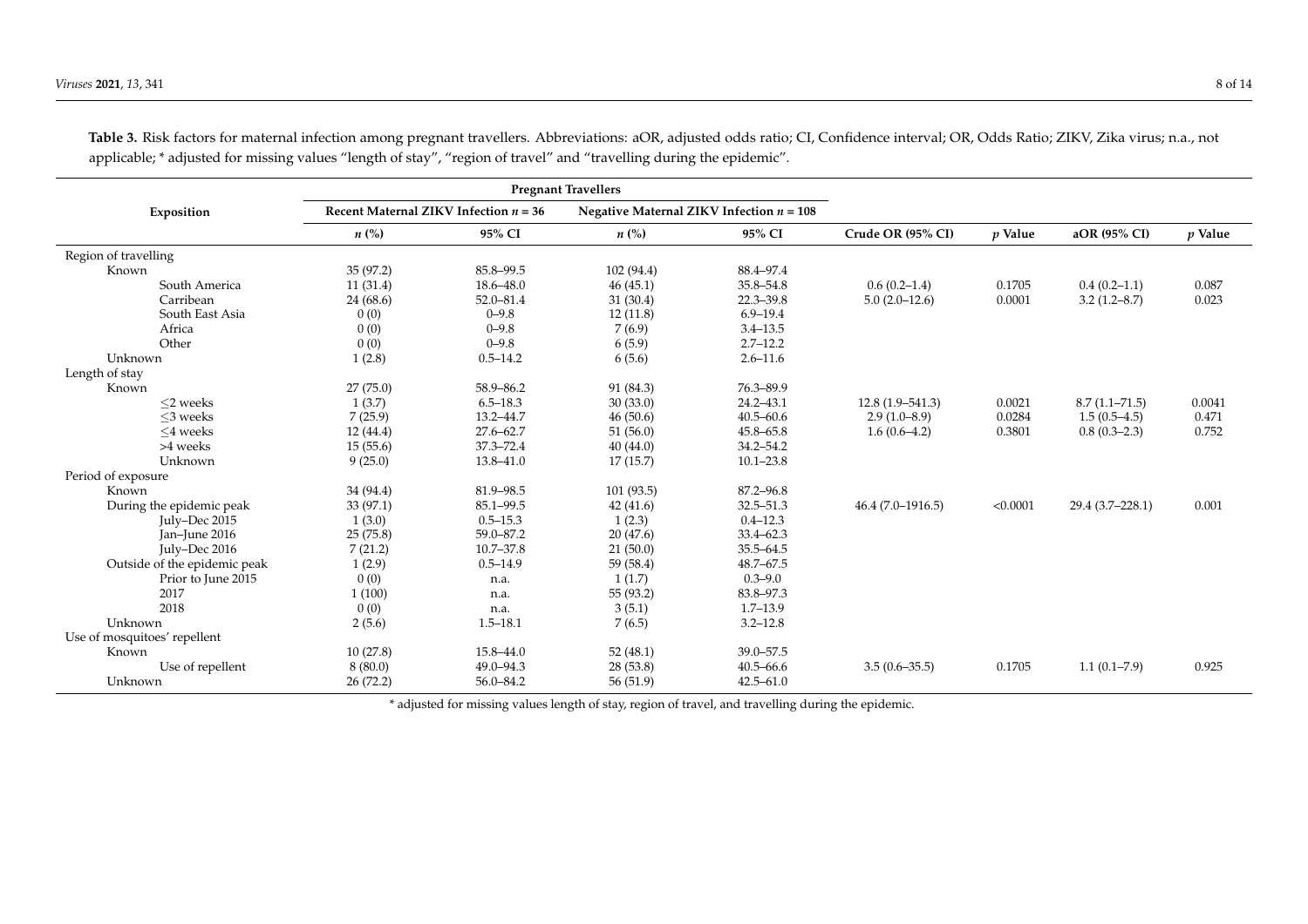**Table 3.** Risk factors for maternal infection among pregnant travellers. Abbreviations: aOR, adjusted odds ratio; CI, Confidence interval; OR, Odds Ratio; ZIKV, Zika virus; n.a., not applicable; * adjusted for missing values "length of stay", "region of travel" and "travelling during the epidemic".

| Exposition | Pregnant Travellers | | | | | | | |
|---|---|---|---|---|---|---|---|---|
| | Recent Maternal ZIKV Infection $n$ = 36 | | Negative Maternal ZIKV Infection $n$ = 108 | | | | | |
| | $n$ (%) | 95% CI | $n$ (%) | 95% CI | Crude OR (95% CI) | $p$ Value | aOR (95% CI) | $p$ Value |
| Region of travelling | | | | | | | | |
| Known | 35 (97.2) | 85.8–99.5 | 102 (94.4) | 88.4–97.4 | | | | |
| South America | 11 (31.4) | 18.6–48.0 | 46 (45.1) | 35.8–54.8 | 0.6 (0.2–1.4) | 0.1705 | 0.4 (0.2–1.1) | 0.087 |
| Carribean | 24 (68.6) | 52.0–81.4 | 31 (30.4) | 22.3–39.8 | 5.0 (2.0–12.6) | 0.0001 | 3.2 (1.2–8.7) | 0.023 |
| South East Asia | 0 (0) | 0–9.8 | 12 (11.8) | 6.9–19.4 | | | | |
| Africa | 0 (0) | 0–9.8 | 7 (6.9) | 3.4–13.5 | | | | |
| Other | 0 (0) | 0–9.8 | 6 (5.9) | 2.7–12.2 | | | | |
| Unknown | 1 (2.8) | 0.5–14.2 | 6 (5.6) | 2.6–11.6 | | | | |
| Length of stay | | | | | | | | |
| Known | 27 (75.0) | 58.9–86.2 | 91 (84.3) | 76.3–89.9 | | | | |
| ≤2 weeks | 1 (3.7) | 6.5–18.3 | 30 (33.0) | 24.2–43.1 | 12.8 (1.9–541.3) | 0.0021 | 8.7 (1.1–71.5) | 0.0041 |
| ≤3 weeks | 7 (25.9) | 13.2–44.7 | 46 (50.6) | 40.5–60.6 | 2.9 (1.0–8.9) | 0.0284 | 1.5 (0.5–4.5) | 0.471 |
| ≤4 weeks | 12 (44.4) | 27.6–62.7 | 51 (56.0) | 45.8–65.8 | 1.6 (0.6–4.2) | 0.3801 | 0.8 (0.3–2.3) | 0.752 |
| >4 weeks | 15 (55.6) | 37.3–72.4 | 40 (44.0) | 34.2–54.2 | | | | |
| Unknown | 9 (25.0) | 13.8–41.0 | 17 (15.7) | 10.1–23.8 | | | | |
| Period of exposure | | | | | | | | |
| Known | 34 (94.4) | 81.9–98.5 | 101 (93.5) | 87.2–96.8 | | | | |
| During the epidemic peak | 33 (97.1) | 85.1–99.5 | 42 (41.6) | 32.5–51.3 | 46.4 (7.0–1916.5) | <0.0001 | 29.4 (3.7–228.1) | 0.001 |
| July–Dec 2015 | 1 (3.0) | 0.5–15.3 | 1 (2.3) | 0.4–12.3 | | | | |
| Jan–June 2016 | 25 (75.8) | 59.0–87.2 | 20 (47.6) | 33.4–62.3 | | | | |
| July–Dec 2016 | 7 (21.2) | 10.7–37.8 | 21 (50.0) | 35.5–64.5 | | | | |
| Outside of the epidemic peak | 1 (2.9) | 0.5–14.9 | 59 (58.4) | 48.7–67.5 | | | | |
| Prior to June 2015 | 0 (0) | n.a. | 1 (1.7) | 0.3–9.0 | | | | |
| 2017 | 1 (100) | n.a. | 55 (93.2) | 83.8–97.3 | | | | |
| 2018 | 0 (0) | n.a. | 3 (5.1) | 1.7–13.9 | | | | |
| Unknown | 2 (5.6) | 1.5–18.1 | 7 (6.5) | 3.2–12.8 | | | | |
| Use of mosquitoes' repellent | | | | | | | | |
| Known | 10 (27.8) | 15.8–44.0 | 52 (48.1) | 39.0–57.5 | | | | |
| Use of repellent | 8 (80.0) | 49.0–94.3 | 28 (53.8) | 40.5–66.6 | 3.5 (0.6–35.5) | 0.1705 | 1.1 (0.1–7.9) | 0.925 |
| Unknown | 26 (72.2) | 56.0–84.2 | 56 (51.9) | 42.5–61.0 | | | | |

* adjusted for missing values length of stay, region of travel, and travelling during the epidemic.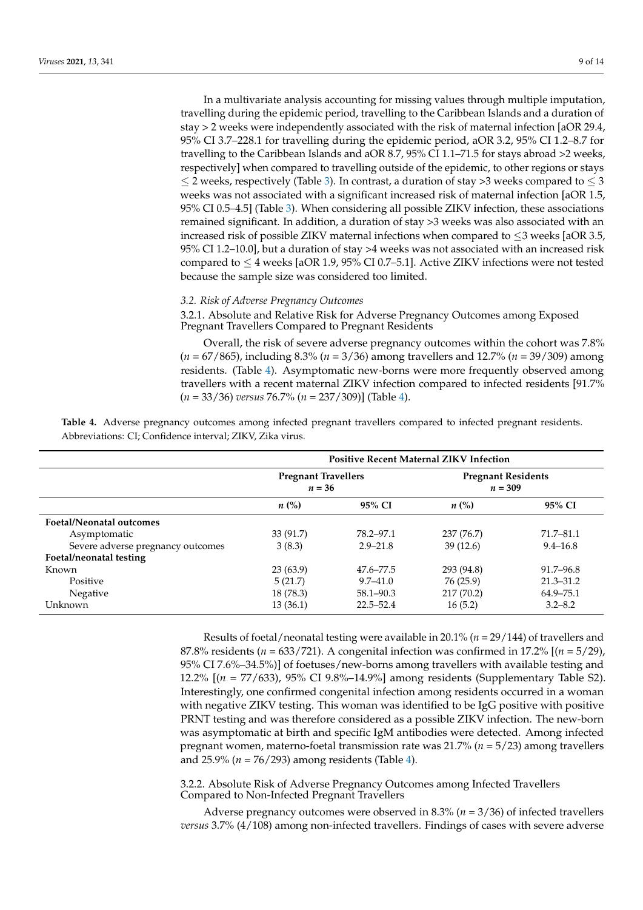In a multivariate analysis accounting for missing values through multiple imputation, travelling during the epidemic period, travelling to the Caribbean Islands and a duration of stay > 2 weeks were independently associated with the risk of maternal infection [aOR 29.4, 95% CI 3.7–228.1 for travelling during the epidemic period, aOR 3.2, 95% CI 1.2–8.7 for travelling to the Caribbean Islands and aOR 8.7, 95% CI 1.1–71.5 for stays abroad >2 weeks, respectively] when compared to travelling outside of the epidemic, to other regions or stays ≤ 2 weeks, respectively (Table 3). In contrast, a duration of stay >3 weeks compared to ≤ 3 weeks was not associated with a significant increased risk of maternal infection [aOR 1.5, 95% CI 0.5–4.5] (Table 3). When considering all possible ZIKV infection, these associations remained significant. In addition, a duration of stay >3 weeks was also associated with an increased risk of possible ZIKV maternal infections when compared to ≤3 weeks [aOR 3.5, 95% CI 1.2–10.0], but a duration of stay >4 weeks was not associated with an increased risk compared to ≤ 4 weeks [aOR 1.9, 95% CI 0.7–5.1]. Active ZIKV infections were not tested because the sample size was considered too limited.

### *3.2. Risk of Adverse Pregnancy Outcomes*

#### 3.2.1. Absolute and Relative Risk for Adverse Pregnancy Outcomes among Exposed Pregnant Travellers Compared to Pregnant Residents

Overall, the risk of severe adverse pregnancy outcomes within the cohort was 7.8% (*n* = 67/865), including 8.3% (*n* = 3/36) among travellers and 12.7% (*n* = 39/309) among residents. (Table 4). Asymptomatic new-borns were more frequently observed among travellers with a recent maternal ZIKV infection compared to infected residents [91.7% (*n* = 33/36) *versus* 76.7% (*n* = 237/309)] (Table 4).

**Table 4.** Adverse pregnancy outcomes among infected pregnant travellers compared to infected pregnant residents. Abbreviations: CI; Confidence interval; ZIKV, Zika virus.

| | **Positive Recent Maternal ZIKV Infection** | | | |
|---|---|---|---|---|
| | **Pregnant Travellers** *n* **= 36** | | **Pregnant Residents** *n* **= 309** | |
| | ***n* (%)** | **95% CI** | ***n* (%)** | **95% CI** |
| **Foetal/Neonatal outcomes** | | | | |
| Asymptomatic | 33 (91.7) | 78.2–97.1 | 237 (76.7) | 71.7–81.1 |
| Severe adverse pregnancy outcomes | 3 (8.3) | 2.9–21.8 | 39 (12.6) | 9.4–16.8 |
| **Foetal/neonatal testing** | | | | |
| Known | 23 (63.9) | 47.6–77.5 | 293 (94.8) | 91.7–96.8 |
| Positive | 5 (21.7) | 9.7–41.0 | 76 (25.9) | 21.3–31.2 |
| Negative | 18 (78.3) | 58.1–90.3 | 217 (70.2) | 64.9–75.1 |
| Unknown | 13 (36.1) | 22.5–52.4 | 16 (5.2) | 3.2–8.2 |

Results of foetal/neonatal testing were available in 20.1% (*n* = 29/144) of travellers and 87.8% residents (*n* = 633/721). A congenital infection was confirmed in 17.2% [(*n* = 5/29), 95% CI 7.6%–34.5%)] of foetuses/new-borns among travellers with available testing and 12.2% [(*n* = 77/633), 95% CI 9.8%–14.9%] among residents (Supplementary Table S2). Interestingly, one confirmed congenital infection among residents occurred in a woman with negative ZIKV testing. This woman was identified to be IgG positive with positive PRNT testing and was therefore considered as a possible ZIKV infection. The new-born was asymptomatic at birth and specific IgM antibodies were detected. Among infected pregnant women, materno-foetal transmission rate was 21.7% (*n* = 5/23) among travellers and 25.9% (*n* = 76/293) among residents (Table 4).

#### 3.2.2. Absolute Risk of Adverse Pregnancy Outcomes among Infected Travellers Compared to Non-Infected Pregnant Travellers

Adverse pregnancy outcomes were observed in 8.3% (*n* = 3/36) of infected travellers *versus* 3.7% (4/108) among non-infected travellers. Findings of cases with severe adverse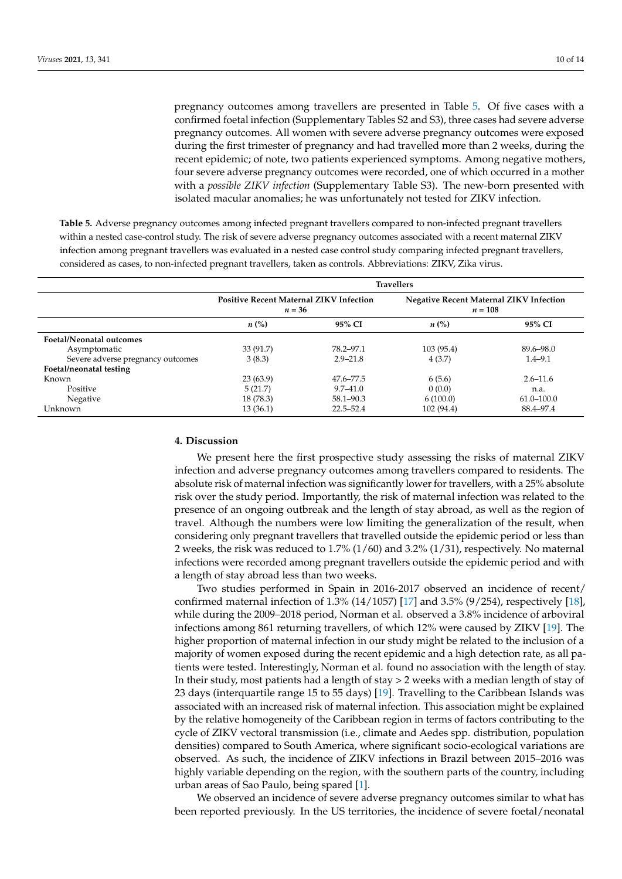pregnancy outcomes among travellers are presented in Table 5. Of five cases with a confirmed foetal infection (Supplementary Tables S2 and S3), three cases had severe adverse pregnancy outcomes. All women with severe adverse pregnancy outcomes were exposed during the first trimester of pregnancy and had travelled more than 2 weeks, during the recent epidemic; of note, two patients experienced symptoms. Among negative mothers, four severe adverse pregnancy outcomes were recorded, one of which occurred in a mother with a *possible ZIKV infection* (Supplementary Table S3). The new-born presented with isolated macular anomalies; he was unfortunately not tested for ZIKV infection.

**Table 5.** Adverse pregnancy outcomes among infected pregnant travellers compared to non-infected pregnant travellers within a nested case-control study. The risk of severe adverse pregnancy outcomes associated with a recent maternal ZIKV infection among pregnant travellers was evaluated in a nested case control study comparing infected pregnant travellers, considered as cases, to non-infected pregnant travellers, taken as controls. Abbreviations: ZIKV, Zika virus.

| | **Travellers** | | | |
|---|---|---|---|---|
| | **Positive Recent Maternal ZIKV Infection $n = 36$** | | **Negative Recent Maternal ZIKV Infection $n = 108$** | |
| | ***n* (%)** | **95% CI** | ***n* (%)** | **95% CI** |
| **Foetal/Neonatal outcomes** | | | | |
| Asymptomatic | 33 (91.7) | 78.2–97.1 | 103 (95.4) | 89.6–98.0 |
| Severe adverse pregnancy outcomes | 3 (8.3) | 2.9–21.8 | 4 (3.7) | 1.4–9.1 |
| **Foetal/neonatal testing** | | | | |
| Known | 23 (63.9) | 47.6–77.5 | 6 (5.6) | 2.6–11.6 |
| Positive | 5 (21.7) | 9.7–41.0 | 0 (0.0) | n.a. |
| Negative | 18 (78.3) | 58.1–90.3 | 6 (100.0) | 61.0–100.0 |
| Unknown | 13 (36.1) | 22.5–52.4 | 102 (94.4) | 88.4–97.4 |

## 4. Discussion

We present here the first prospective study assessing the risks of maternal ZIKV infection and adverse pregnancy outcomes among travellers compared to residents. The absolute risk of maternal infection was significantly lower for travellers, with a 25% absolute risk over the study period. Importantly, the risk of maternal infection was related to the presence of an ongoing outbreak and the length of stay abroad, as well as the region of travel. Although the numbers were low limiting the generalization of the result, when considering only pregnant travellers that travelled outside the epidemic period or less than 2 weeks, the risk was reduced to 1.7% (1/60) and 3.2% (1/31), respectively. No maternal infections were recorded among pregnant travellers outside the epidemic period and with a length of stay abroad less than two weeks.

Two studies performed in Spain in 2016-2017 observed an incidence of recent/confirmed maternal infection of 1.3% (14/1057) [17] and 3.5% (9/254), respectively [18], while during the 2009–2018 period, Norman et al. observed a 3.8% incidence of arboviral infections among 861 returning travellers, of which 12% were caused by ZIKV [19]. The higher proportion of maternal infection in our study might be related to the inclusion of a majority of women exposed during the recent epidemic and a high detection rate, as all patients were tested. Interestingly, Norman et al. found no association with the length of stay. In their study, most patients had a length of stay > 2 weeks with a median length of stay of 23 days (interquartile range 15 to 55 days) [19]. Travelling to the Caribbean Islands was associated with an increased risk of maternal infection. This association might be explained by the relative homogeneity of the Caribbean region in terms of factors contributing to the cycle of ZIKV vectoral transmission (i.e., climate and Aedes spp. distribution, population densities) compared to South America, where significant socio-ecological variations are observed. As such, the incidence of ZIKV infections in Brazil between 2015–2016 was highly variable depending on the region, with the southern parts of the country, including urban areas of Sao Paulo, being spared [1].

We observed an incidence of severe adverse pregnancy outcomes similar to what has been reported previously. In the US territories, the incidence of severe foetal/neonatal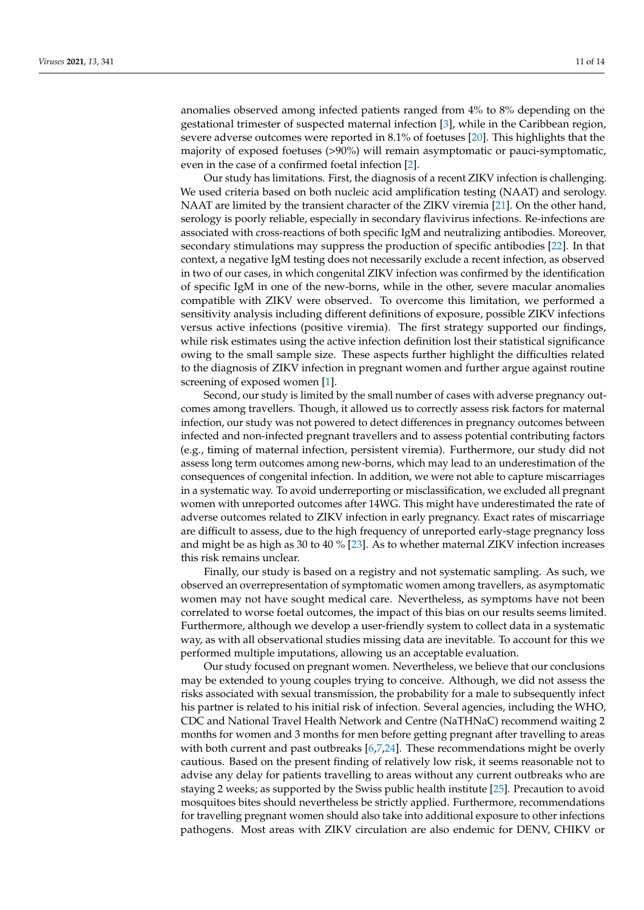anomalies observed among infected patients ranged from 4% to 8% depending on the gestational trimester of suspected maternal infection [3], while in the Caribbean region, severe adverse outcomes were reported in 8.1% of foetuses [20]. This highlights that the majority of exposed foetuses (>90%) will remain asymptomatic or pauci-symptomatic, even in the case of a confirmed foetal infection [2].

Our study has limitations. First, the diagnosis of a recent ZIKV infection is challenging. We used criteria based on both nucleic acid amplification testing (NAAT) and serology. NAAT are limited by the transient character of the ZIKV viremia [21]. On the other hand, serology is poorly reliable, especially in secondary flavivirus infections. Re-infections are associated with cross-reactions of both specific IgM and neutralizing antibodies. Moreover, secondary stimulations may suppress the production of specific antibodies [22]. In that context, a negative IgM testing does not necessarily exclude a recent infection, as observed in two of our cases, in which congenital ZIKV infection was confirmed by the identification of specific IgM in one of the new-borns, while in the other, severe macular anomalies compatible with ZIKV were observed. To overcome this limitation, we performed a sensitivity analysis including different definitions of exposure, possible ZIKV infections versus active infections (positive viremia). The first strategy supported our findings, while risk estimates using the active infection definition lost their statistical significance owing to the small sample size. These aspects further highlight the difficulties related to the diagnosis of ZIKV infection in pregnant women and further argue against routine screening of exposed women [1].

Second, our study is limited by the small number of cases with adverse pregnancy outcomes among travellers. Though, it allowed us to correctly assess risk factors for maternal infection, our study was not powered to detect differences in pregnancy outcomes between infected and non-infected pregnant travellers and to assess potential contributing factors (e.g., timing of maternal infection, persistent viremia). Furthermore, our study did not assess long term outcomes among new-borns, which may lead to an underestimation of the consequences of congenital infection. In addition, we were not able to capture miscarriages in a systematic way. To avoid underreporting or misclassification, we excluded all pregnant women with unreported outcomes after 14WG. This might have underestimated the rate of adverse outcomes related to ZIKV infection in early pregnancy. Exact rates of miscarriage are difficult to assess, due to the high frequency of unreported early-stage pregnancy loss and might be as high as 30 to 40 % [23]. As to whether maternal ZIKV infection increases this risk remains unclear.

Finally, our study is based on a registry and not systematic sampling. As such, we observed an overrepresentation of symptomatic women among travellers, as asymptomatic women may not have sought medical care. Nevertheless, as symptoms have not been correlated to worse foetal outcomes, the impact of this bias on our results seems limited. Furthermore, although we develop a user-friendly system to collect data in a systematic way, as with all observational studies missing data are inevitable. To account for this we performed multiple imputations, allowing us an acceptable evaluation.

Our study focused on pregnant women. Nevertheless, we believe that our conclusions may be extended to young couples trying to conceive. Although, we did not assess the risks associated with sexual transmission, the probability for a male to subsequently infect his partner is related to his initial risk of infection. Several agencies, including the WHO, CDC and National Travel Health Network and Centre (NaTHNaC) recommend waiting 2 months for women and 3 months for men before getting pregnant after travelling to areas with both current and past outbreaks [6,7,24]. These recommendations might be overly cautious. Based on the present finding of relatively low risk, it seems reasonable not to advise any delay for patients travelling to areas without any current outbreaks who are staying 2 weeks; as supported by the Swiss public health institute [25]. Precaution to avoid mosquitoes bites should nevertheless be strictly applied. Furthermore, recommendations for travelling pregnant women should also take into additional exposure to other infections pathogens. Most areas with ZIKV circulation are also endemic for DENV, CHIKV or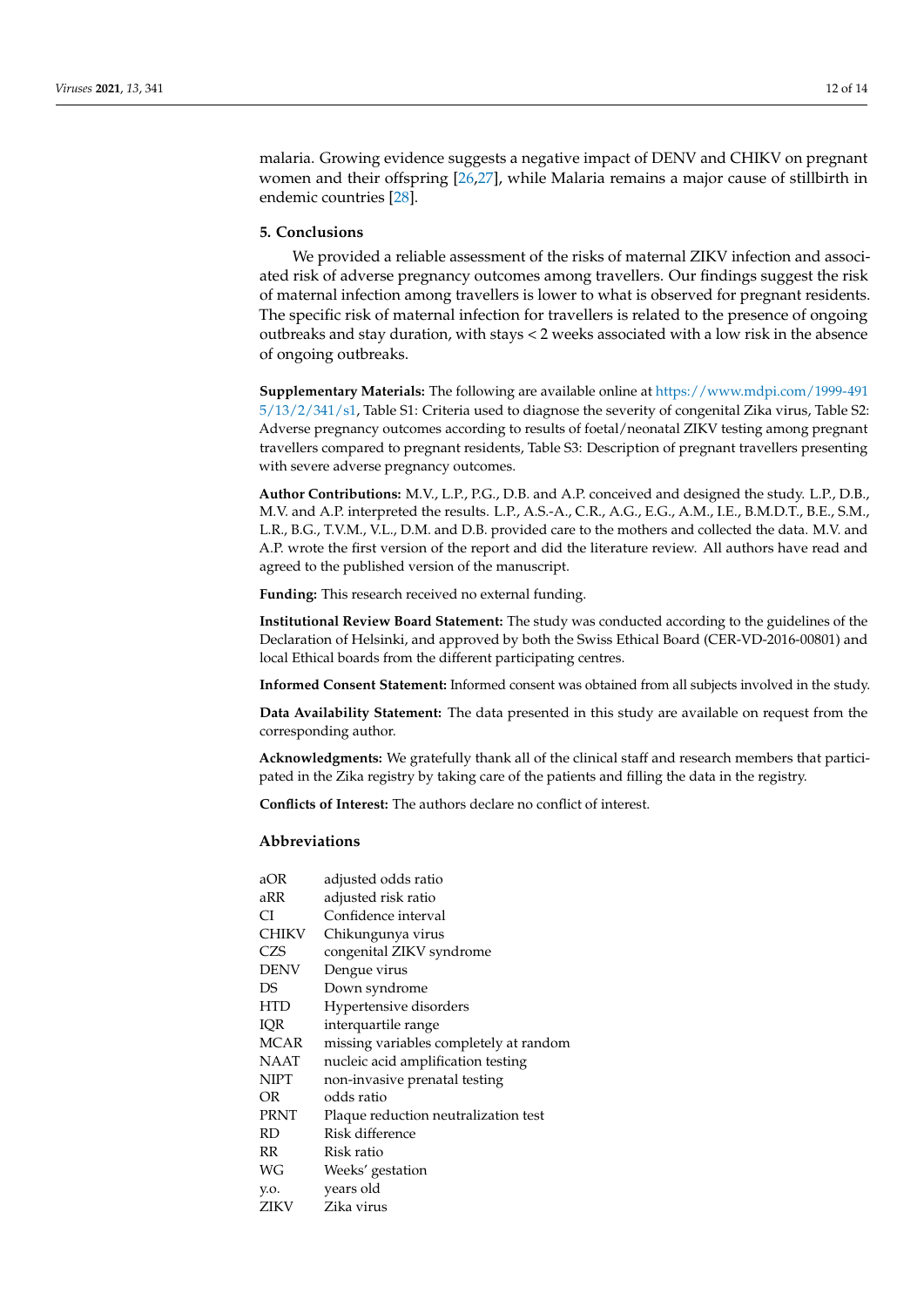malaria. Growing evidence suggests a negative impact of DENV and CHIKV on pregnant women and their offspring [26,27], while Malaria remains a major cause of stillbirth in endemic countries [28].

## 5. Conclusions

We provided a reliable assessment of the risks of maternal ZIKV infection and associated risk of adverse pregnancy outcomes among travellers. Our findings suggest the risk of maternal infection among travellers is lower to what is observed for pregnant residents. The specific risk of maternal infection for travellers is related to the presence of ongoing outbreaks and stay duration, with stays < 2 weeks associated with a low risk in the absence of ongoing outbreaks.

**Supplementary Materials:** The following are available online at https://www.mdpi.com/1999-4915/13/2/341/s1, Table S1: Criteria used to diagnose the severity of congenital Zika virus, Table S2: Adverse pregnancy outcomes according to results of foetal/neonatal ZIKV testing among pregnant travellers compared to pregnant residents, Table S3: Description of pregnant travellers presenting with severe adverse pregnancy outcomes.

**Author Contributions:** M.V., L.P., P.G., D.B. and A.P. conceived and designed the study. L.P., D.B., M.V. and A.P. interpreted the results. L.P., A.S.-A., C.R., A.G., E.G., A.M., I.E., B.M.D.T., B.E., S.M., L.R., B.G., T.V.M., V.L., D.M. and D.B. provided care to the mothers and collected the data. M.V. and A.P. wrote the first version of the report and did the literature review. All authors have read and agreed to the published version of the manuscript.

**Funding:** This research received no external funding.

**Institutional Review Board Statement:** The study was conducted according to the guidelines of the Declaration of Helsinki, and approved by both the Swiss Ethical Board (CER-VD-2016-00801) and local Ethical boards from the different participating centres.

**Informed Consent Statement:** Informed consent was obtained from all subjects involved in the study.

**Data Availability Statement:** The data presented in this study are available on request from the corresponding author.

**Acknowledgments:** We gratefully thank all of the clinical staff and research members that participated in the Zika registry by taking care of the patients and filling the data in the registry.

**Conflicts of Interest:** The authors declare no conflict of interest.

## Abbreviations

| | |
|---|---|
| aOR | adjusted odds ratio |
| aRR | adjusted risk ratio |
| CI | Confidence interval |
| CHIKV | Chikungunya virus |
| CZS | congenital ZIKV syndrome |
| DENV | Dengue virus |
| DS | Down syndrome |
| HTD | Hypertensive disorders |
| IQR | interquartile range |
| MCAR | missing variables completely at random |
| NAAT | nucleic acid amplification testing |
| NIPT | non-invasive prenatal testing |
| OR | odds ratio |
| PRNT | Plaque reduction neutralization test |
| RD | Risk difference |
| RR | Risk ratio |
| WG | Weeks' gestation |
| y.o. | years old |
| ZIKV | Zika virus |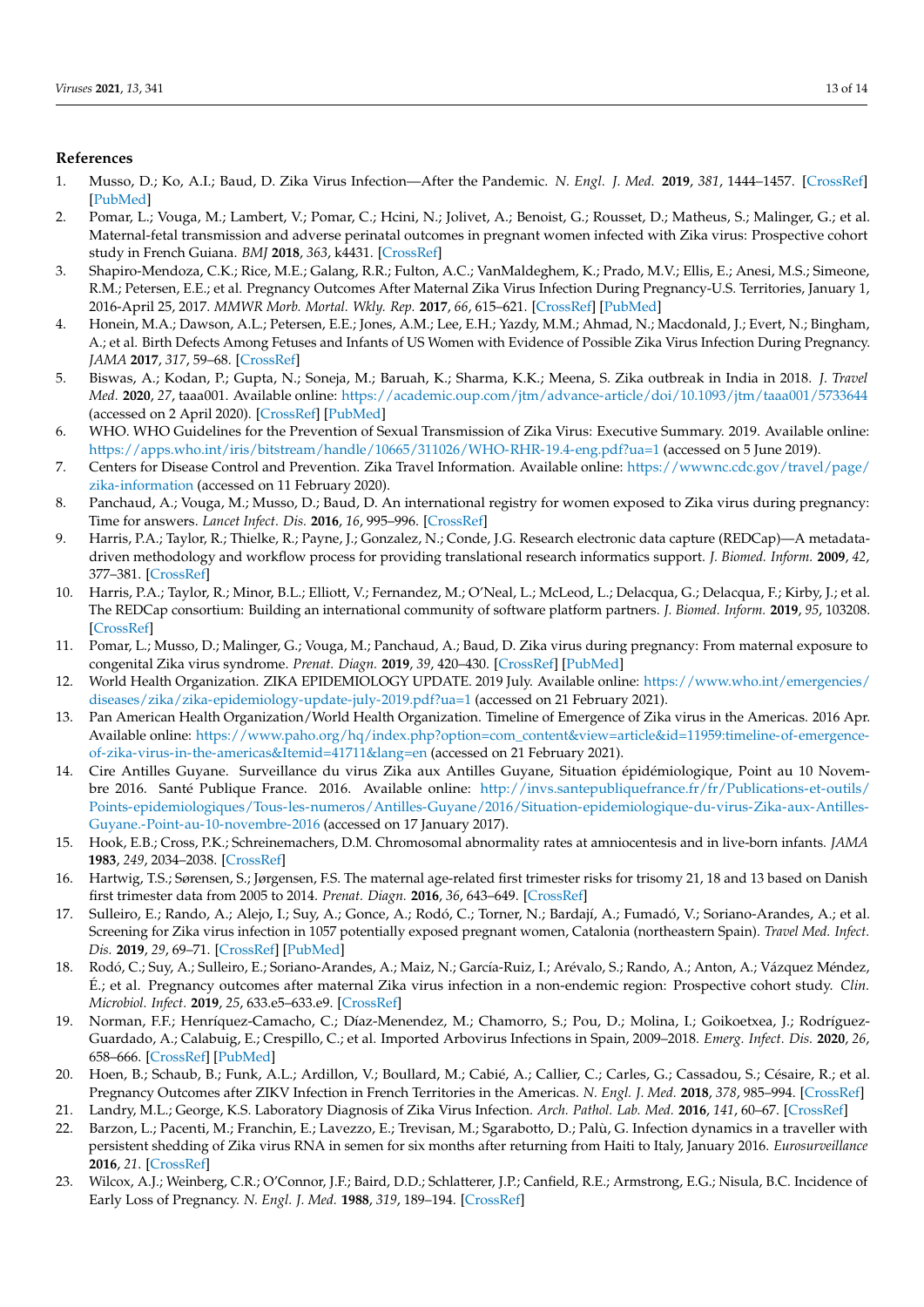## References

1. Musso, D.; Ko, A.I.; Baud, D. Zika Virus Infection—After the Pandemic. *N. Engl. J. Med.* **2019**, *381*, 1444–1457. [CrossRef] [PubMed]
2. Pomar, L.; Vouga, M.; Lambert, V.; Pomar, C.; Hcini, N.; Jolivet, A.; Benoist, G.; Rousset, D.; Matheus, S.; Malinger, G.; et al. Maternal-fetal transmission and adverse perinatal outcomes in pregnant women infected with Zika virus: Prospective cohort study in French Guiana. *BMJ* **2018**, *363*, k4431. [CrossRef]
3. Shapiro-Mendoza, C.K.; Rice, M.E.; Galang, R.R.; Fulton, A.C.; VanMaldeghem, K.; Prado, M.V.; Ellis, E.; Anesi, M.S.; Simeone, R.M.; Petersen, E.E.; et al. Pregnancy Outcomes After Maternal Zika Virus Infection During Pregnancy-U.S. Territories, January 1, 2016-April 25, 2017. *MMWR Morb. Mortal. Wkly. Rep.* **2017**, *66*, 615–621. [CrossRef] [PubMed]
4. Honein, M.A.; Dawson, A.L.; Petersen, E.E.; Jones, A.M.; Lee, E.H.; Yazdy, M.M.; Ahmad, N.; Macdonald, J.; Evert, N.; Bingham, A.; et al. Birth Defects Among Fetuses and Infants of US Women with Evidence of Possible Zika Virus Infection During Pregnancy. *JAMA* **2017**, *317*, 59–68. [CrossRef]
5. Biswas, A.; Kodan, P.; Gupta, N.; Soneja, M.; Baruah, K.; Sharma, K.K.; Meena, S. Zika outbreak in India in 2018. *J. Travel Med.* **2020**, *27*, taaa001. Available online: https://academic.oup.com/jtm/advance-article/doi/10.1093/jtm/taaa001/5733644 (accessed on 2 April 2020). [CrossRef] [PubMed]
6. WHO. WHO Guidelines for the Prevention of Sexual Transmission of Zika Virus: Executive Summary. 2019. Available online: https://apps.who.int/iris/bitstream/handle/10665/311026/WHO-RHR-19.4-eng.pdf?ua=1 (accessed on 5 June 2019).
7. Centers for Disease Control and Prevention. Zika Travel Information. Available online: https://wwwnc.cdc.gov/travel/page/zika-information (accessed on 11 February 2020).
8. Panchaud, A.; Vouga, M.; Musso, D.; Baud, D. An international registry for women exposed to Zika virus during pregnancy: Time for answers. *Lancet Infect. Dis.* **2016**, *16*, 995–996. [CrossRef]
9. Harris, P.A.; Taylor, R.; Thielke, R.; Payne, J.; Gonzalez, N.; Conde, J.G. Research electronic data capture (REDCap)—A metadata-driven methodology and workflow process for providing translational research informatics support. *J. Biomed. Inform.* **2009**, *42*, 377–381. [CrossRef]
10. Harris, P.A.; Taylor, R.; Minor, B.L.; Elliott, V.; Fernandez, M.; O'Neal, L.; McLeod, L.; Delacqua, G.; Delacqua, F.; Kirby, J.; et al. The REDCap consortium: Building an international community of software platform partners. *J. Biomed. Inform.* **2019**, *95*, 103208. [CrossRef]
11. Pomar, L.; Musso, D.; Malinger, G.; Vouga, M.; Panchaud, A.; Baud, D. Zika virus during pregnancy: From maternal exposure to congenital Zika virus syndrome. *Prenat. Diagn.* **2019**, *39*, 420–430. [CrossRef] [PubMed]
12. World Health Organization. ZIKA EPIDEMIOLOGY UPDATE. 2019 July. Available online: https://www.who.int/emergencies/diseases/zika/zika-epidemiology-update-july-2019.pdf?ua=1 (accessed on 21 February 2021).
13. Pan American Health Organization/World Health Organization. Timeline of Emergence of Zika virus in the Americas. 2016 Apr. Available online: https://www.paho.org/hq/index.php?option=com_content&view=article&id=11959:timeline-of-emergence-of-zika-virus-in-the-americas&Itemid=41711&lang=en (accessed on 21 February 2021).
14. Cire Antilles Guyane. Surveillance du virus Zika aux Antilles Guyane, Situation épidémiologique, Point au 10 Novembre 2016. Santé Publique France. 2016. Available online: http://invs.santepubliquefrance.fr/fr/Publications-et-outils/Points-epidemiologiques/Tous-les-numeros/Antilles-Guyane/2016/Situation-epidemiologique-du-virus-Zika-aux-Antilles-Guyane.-Point-au-10-novembre-2016 (accessed on 17 January 2017).
15. Hook, E.B.; Cross, P.K.; Schreinemachers, D.M. Chromosomal abnormality rates at amniocentesis and in live-born infants. *JAMA* **1983**, *249*, 2034–2038. [CrossRef]
16. Hartwig, T.S.; Sørensen, S.; Jørgensen, F.S. The maternal age-related first trimester risks for trisomy 21, 18 and 13 based on Danish first trimester data from 2005 to 2014. *Prenat. Diagn.* **2016**, *36*, 643–649. [CrossRef]
17. Sulleiro, E.; Rando, A.; Alejo, I.; Suy, A.; Gonce, A.; Rodó, C.; Torner, N.; Bardají, A.; Fumadó, V.; Soriano-Arandes, A.; et al. Screening for Zika virus infection in 1057 potentially exposed pregnant women, Catalonia (northeastern Spain). *Travel Med. Infect. Dis.* **2019**, *29*, 69–71. [CrossRef] [PubMed]
18. Rodó, C.; Suy, A.; Sulleiro, E.; Soriano-Arandes, A.; Maiz, N.; García-Ruiz, I.; Arévalo, S.; Rando, A.; Anton, A.; Vázquez Méndez, É.; et al. Pregnancy outcomes after maternal Zika virus infection in a non-endemic region: Prospective cohort study. *Clin. Microbiol. Infect.* **2019**, *25*, 633.e5–633.e9. [CrossRef]
19. Norman, F.F.; Henríquez-Camacho, C.; Díaz-Menendez, M.; Chamorro, S.; Pou, D.; Molina, I.; Goikoetxea, J.; Rodríguez-Guardado, A.; Calabuig, E.; Crespillo, C.; et al. Imported Arbovirus Infections in Spain, 2009–2018. *Emerg. Infect. Dis.* **2020**, *26*, 658–666. [CrossRef] [PubMed]
20. Hoen, B.; Schaub, B.; Funk, A.L.; Ardillon, V.; Boullard, M.; Cabié, A.; Callier, C.; Carles, G.; Cassadou, S.; Césaire, R.; et al. Pregnancy Outcomes after ZIKV Infection in French Territories in the Americas. *N. Engl. J. Med.* **2018**, *378*, 985–994. [CrossRef]
21. Landry, M.L.; George, K.S. Laboratory Diagnosis of Zika Virus Infection. *Arch. Pathol. Lab. Med.* **2016**, *141*, 60–67. [CrossRef]
22. Barzon, L.; Pacenti, M.; Franchin, E.; Lavezzo, E.; Trevisan, M.; Sgarabotto, D.; Palù, G. Infection dynamics in a traveller with persistent shedding of Zika virus RNA in semen for six months after returning from Haiti to Italy, January 2016. *Eurosurveillance* **2016**, *21*. [CrossRef]
23. Wilcox, A.J.; Weinberg, C.R.; O'Connor, J.F.; Baird, D.D.; Schlatterer, J.P.; Canfield, R.E.; Armstrong, E.G.; Nisula, B.C. Incidence of Early Loss of Pregnancy. *N. Engl. J. Med.* **1988**, *319*, 189–194. [CrossRef]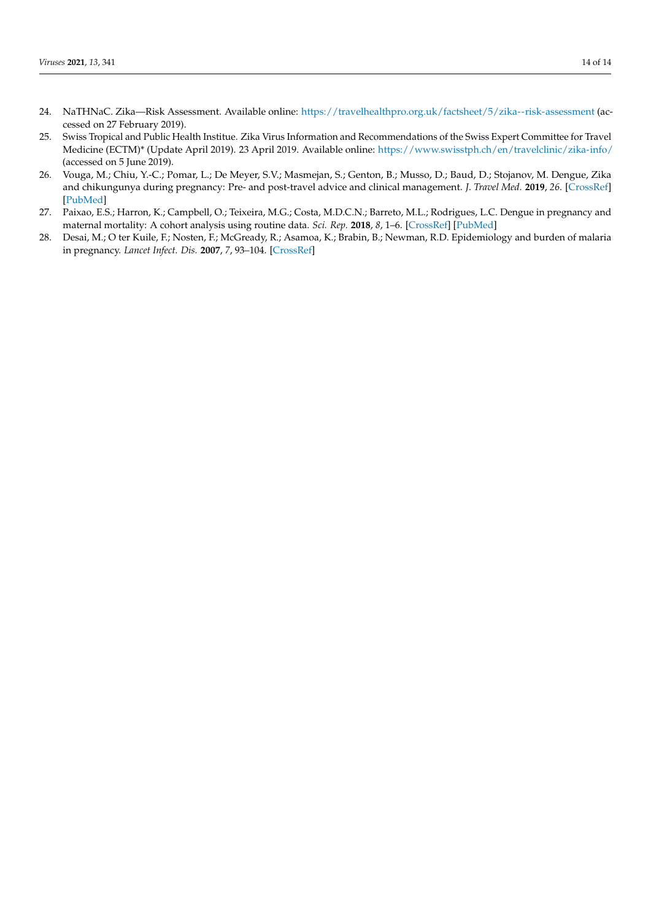24. NaTHNaC. Zika—Risk Assessment. Available online: https://travelhealthpro.org.uk/factsheet/5/zika--risk-assessment (accessed on 27 February 2019).
25. Swiss Tropical and Public Health Institue. Zika Virus Information and Recommendations of the Swiss Expert Committee for Travel Medicine (ECTM)* (Update April 2019). 23 April 2019. Available online: https://www.swisstph.ch/en/travelclinic/zika-info/ (accessed on 5 June 2019).
26. Vouga, M.; Chiu, Y.-C.; Pomar, L.; De Meyer, S.V.; Masmejan, S.; Genton, B.; Musso, D.; Baud, D.; Stojanov, M. Dengue, Zika and chikungunya during pregnancy: Pre- and post-travel advice and clinical management. *J. Travel Med.* **2019**, *26*. [CrossRef] [PubMed]
27. Paixao, E.S.; Harron, K.; Campbell, O.; Teixeira, M.G.; Costa, M.D.C.N.; Barreto, M.L.; Rodrigues, L.C. Dengue in pregnancy and maternal mortality: A cohort analysis using routine data. *Sci. Rep.* **2018**, *8*, 1–6. [CrossRef] [PubMed]
28. Desai, M.; O ter Kuile, F.; Nosten, F.; McGready, R.; Asamoa, K.; Brabin, B.; Newman, R.D. Epidemiology and burden of malaria in pregnancy. *Lancet Infect. Dis.* **2007**, *7*, 93–104. [CrossRef]